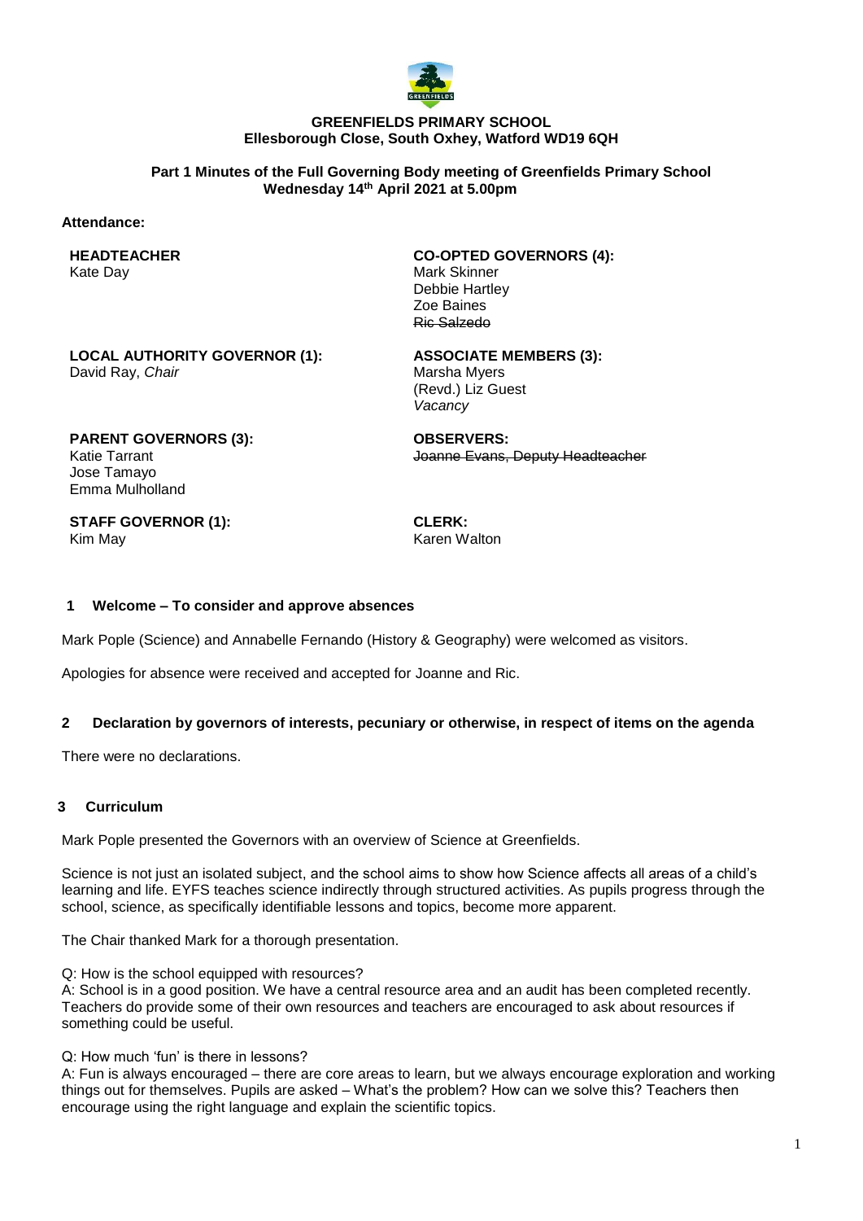**GREENFIELDS PRIMARY SCHOOL**
**Ellesborough Close, South Oxhey, Watford WD19 6QH**

**Part 1 Minutes of the Full Governing Body meeting of Greenfields Primary School**
**Wednesday 14th April 2021 at 5.00pm**

**Attendance:**

**HEADTEACHER**
Kate Day

**CO-OPTED GOVERNORS (4):**
Mark Skinner
Debbie Hartley
Zoe Baines
~~Ric Salzedo~~

**LOCAL AUTHORITY GOVERNOR (1):**
David Ray, *Chair*

**ASSOCIATE MEMBERS (3):**
Marsha Myers
(Revd.) Liz Guest
*Vacancy*

**PARENT GOVERNORS (3):**
Katie Tarrant
Jose Tamayo
Emma Mulholland

**OBSERVERS:**
~~Joanne Evans, Deputy Headteacher~~

**STAFF GOVERNOR (1):**
Kim May

**CLERK:**
Karen Walton

## 1 Welcome – To consider and approve absences

Mark Pople (Science) and Annabelle Fernando (History & Geography) were welcomed as visitors.

Apologies for absence were received and accepted for Joanne and Ric.

## 2 Declaration by governors of interests, pecuniary or otherwise, in respect of items on the agenda

There were no declarations.

## 3 Curriculum

Mark Pople presented the Governors with an overview of Science at Greenfields.

Science is not just an isolated subject, and the school aims to show how Science affects all areas of a child's learning and life. EYFS teaches science indirectly through structured activities. As pupils progress through the school, science, as specifically identifiable lessons and topics, become more apparent.

The Chair thanked Mark for a thorough presentation.

Q: How is the school equipped with resources?
A: School is in a good position. We have a central resource area and an audit has been completed recently. Teachers do provide some of their own resources and teachers are encouraged to ask about resources if something could be useful.

Q: How much 'fun' is there in lessons?
A: Fun is always encouraged – there are core areas to learn, but we always encourage exploration and working things out for themselves. Pupils are asked – What's the problem? How can we solve this? Teachers then encourage using the right language and explain the scientific topics.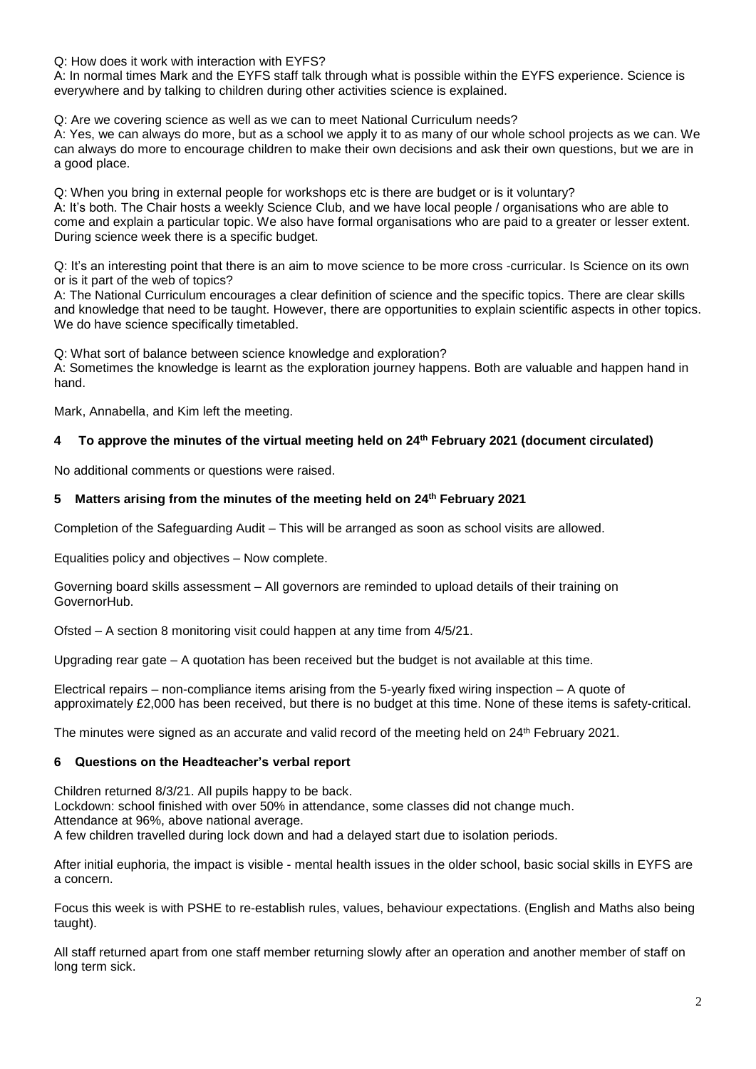Q: How does it work with interaction with EYFS?
A: In normal times Mark and the EYFS staff talk through what is possible within the EYFS experience. Science is everywhere and by talking to children during other activities science is explained.

Q: Are we covering science as well as we can to meet National Curriculum needs?
A: Yes, we can always do more, but as a school we apply it to as many of our whole school projects as we can. We can always do more to encourage children to make their own decisions and ask their own questions, but we are in a good place.

Q: When you bring in external people for workshops etc is there are budget or is it voluntary?
A: It's both. The Chair hosts a weekly Science Club, and we have local people / organisations who are able to come and explain a particular topic. We also have formal organisations who are paid to a greater or lesser extent. During science week there is a specific budget.

Q: It's an interesting point that there is an aim to move science to be more cross -curricular. Is Science on its own or is it part of the web of topics?
A: The National Curriculum encourages a clear definition of science and the specific topics. There are clear skills and knowledge that need to be taught. However, there are opportunities to explain scientific aspects in other topics. We do have science specifically timetabled.

Q: What sort of balance between science knowledge and exploration?
A: Sometimes the knowledge is learnt as the exploration journey happens. Both are valuable and happen hand in hand.

Mark, Annabella, and Kim left the meeting.

### 4 To approve the minutes of the virtual meeting held on 24th February 2021 (document circulated)

No additional comments or questions were raised.

### 5 Matters arising from the minutes of the meeting held on 24th February 2021

Completion of the Safeguarding Audit – This will be arranged as soon as school visits are allowed.

Equalities policy and objectives – Now complete.

Governing board skills assessment – All governors are reminded to upload details of their training on GovernorHub.

Ofsted – A section 8 monitoring visit could happen at any time from 4/5/21.

Upgrading rear gate – A quotation has been received but the budget is not available at this time.

Electrical repairs – non-compliance items arising from the 5-yearly fixed wiring inspection – A quote of approximately £2,000 has been received, but there is no budget at this time. None of these items is safety-critical.

The minutes were signed as an accurate and valid record of the meeting held on 24th February 2021.

### 6 Questions on the Headteacher's verbal report

Children returned 8/3/21. All pupils happy to be back.
Lockdown: school finished with over 50% in attendance, some classes did not change much.
Attendance at 96%, above national average.
A few children travelled during lock down and had a delayed start due to isolation periods.

After initial euphoria, the impact is visible - mental health issues in the older school, basic social skills in EYFS are a concern.

Focus this week is with PSHE to re-establish rules, values, behaviour expectations. (English and Maths also being taught).

All staff returned apart from one staff member returning slowly after an operation and another member of staff on long term sick.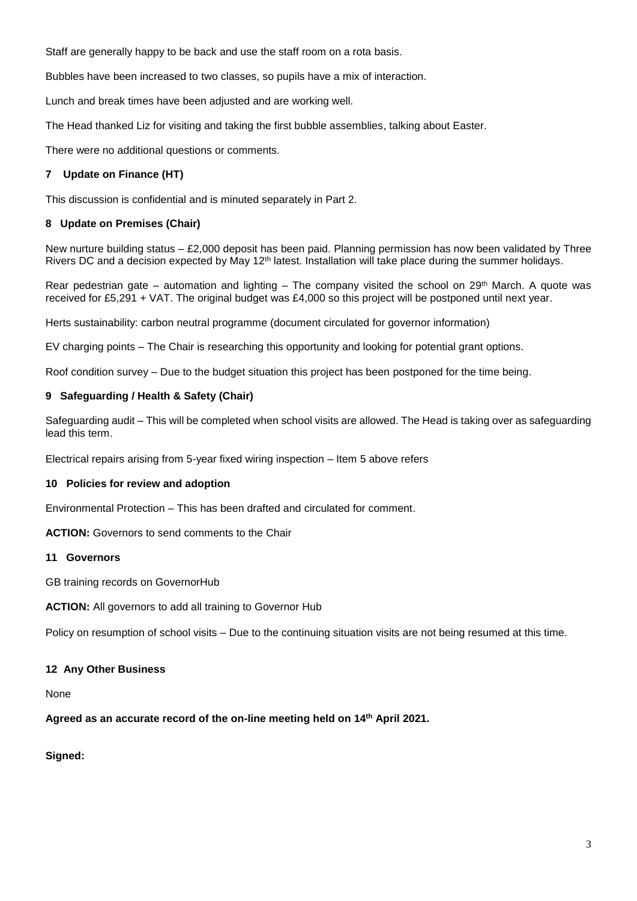Staff are generally happy to be back and use the staff room on a rota basis.

Bubbles have been increased to two classes, so pupils have a mix of interaction.

Lunch and break times have been adjusted and are working well.

The Head thanked Liz for visiting and taking the first bubble assemblies, talking about Easter.

There were no additional questions or comments.

### 7 Update on Finance (HT)

This discussion is confidential and is minuted separately in Part 2.

### 8 Update on Premises (Chair)

New nurture building status – £2,000 deposit has been paid. Planning permission has now been validated by Three Rivers DC and a decision expected by May 12th latest. Installation will take place during the summer holidays.

Rear pedestrian gate – automation and lighting – The company visited the school on 29th March. A quote was received for £5,291 + VAT. The original budget was £4,000 so this project will be postponed until next year.

Herts sustainability: carbon neutral programme (document circulated for governor information)

EV charging points – The Chair is researching this opportunity and looking for potential grant options.

Roof condition survey – Due to the budget situation this project has been postponed for the time being.

### 9 Safeguarding / Health & Safety (Chair)

Safeguarding audit – This will be completed when school visits are allowed. The Head is taking over as safeguarding lead this term.

Electrical repairs arising from 5-year fixed wiring inspection – Item 5 above refers

### 10 Policies for review and adoption

Environmental Protection – This has been drafted and circulated for comment.

**ACTION:** Governors to send comments to the Chair

### 11 Governors

GB training records on GovernorHub

**ACTION:** All governors to add all training to Governor Hub

Policy on resumption of school visits – Due to the continuing situation visits are not being resumed at this time.

### 12 Any Other Business

None

**Agreed as an accurate record of the on-line meeting held on 14th April 2021.**

**Signed:**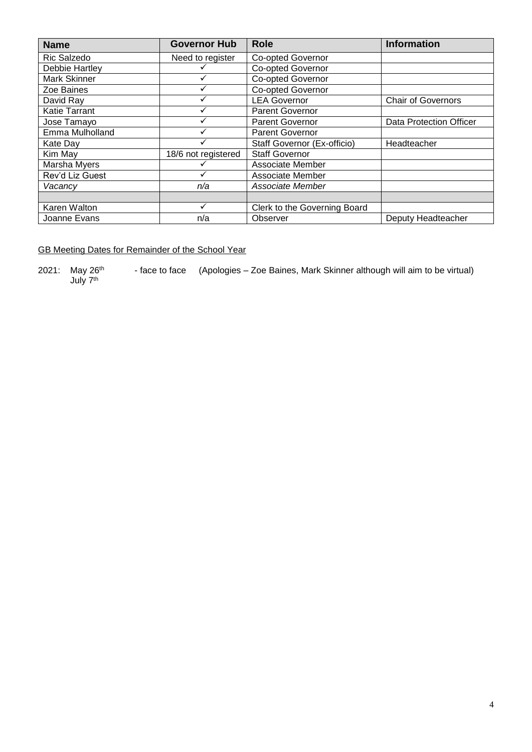| Name | Governor Hub | Role | Information |
|---|---|---|---|
| Ric Salzedo | Need to register | Co-opted Governor | |
| Debbie Hartley | ✓ | Co-opted Governor | |
| Mark Skinner | ✓ | Co-opted Governor | |
| Zoe Baines | ✓ | Co-opted Governor | |
| David Ray | ✓ | LEA Governor | Chair of Governors |
| Katie Tarrant | ✓ | Parent Governor | |
| Jose Tamayo | ✓ | Parent Governor | Data Protection Officer |
| Emma Mulholland | ✓ | Parent Governor | |
| Kate Day | ✓ | Staff Governor (Ex-officio) | Headteacher |
| Kim May | 18/6 not registered | Staff Governor | |
| Marsha Myers | ✓ | Associate Member | |
| Rev'd Liz Guest | ✓ | Associate Member | |
| *Vacancy* | *n/a* | *Associate Member* | |
| | | | |
| Karen Walton | ✓ | Clerk to the Governing Board | |
| Joanne Evans | n/a | Observer | Deputy Headteacher |

GB Meeting Dates for Remainder of the School Year

2021: May 26th - face to face (Apologies – Zoe Baines, Mark Skinner although will aim to be virtual)
July 7th